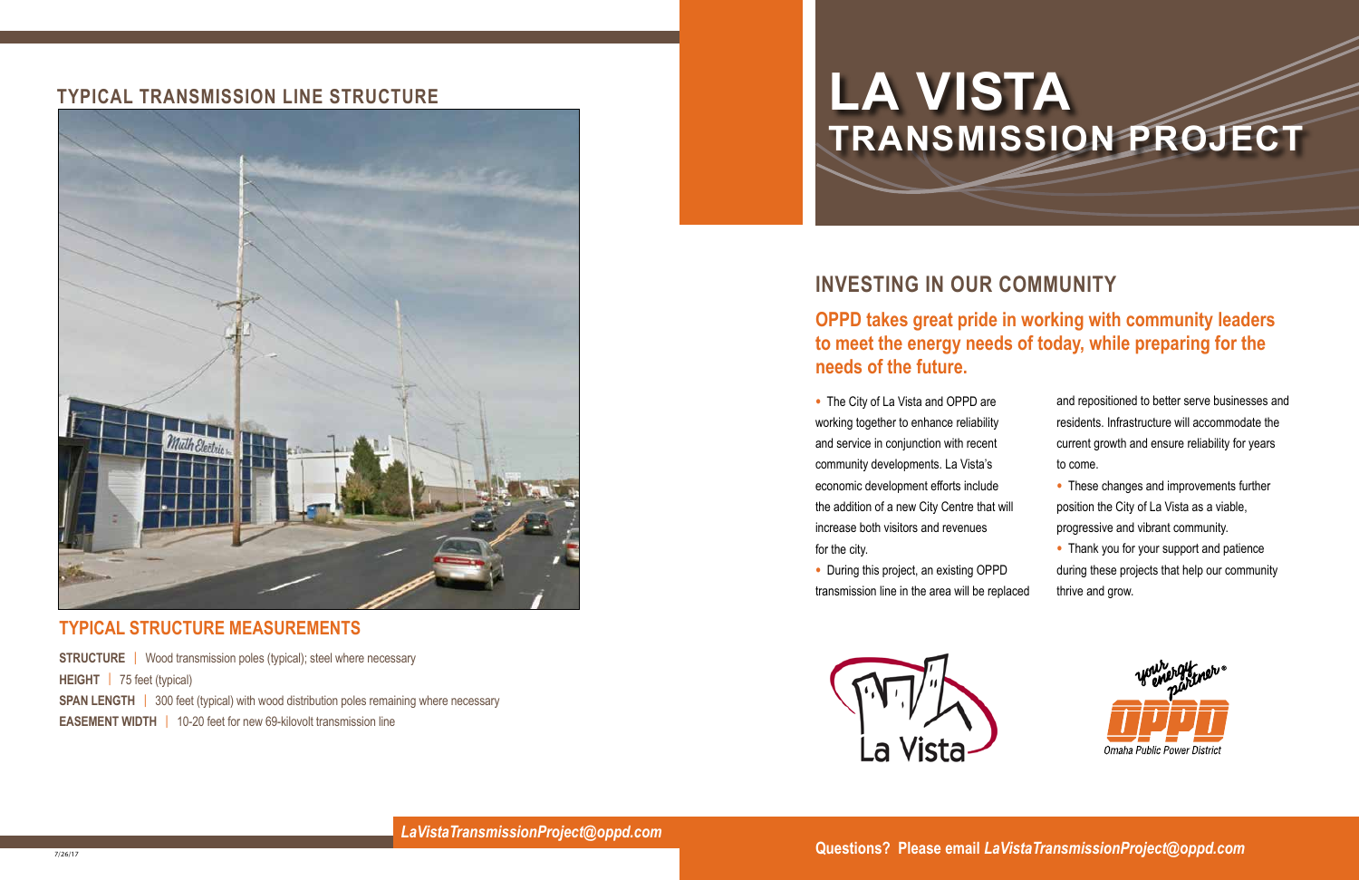# LA VISTA TRANSMISSION PROJECT

## TYPICAL TRANSMISSION LINE STRUCTURE

## TYPICAL STRUCTURE MEASUREMENTS

**STRUCTURE** | Wood transmission poles (typical); steel where necessary

**HEIGHT** | 75 feet (typical)

**SPAN LENGTH** | 300 feet (typical) with wood distribution poles remaining where necessary

**EASEMENT WIDTH** | 10-20 feet for new 69-kilovolt transmission line

## INVESTING IN OUR COMMUNITY

**OPPD takes great pride in working with community leaders to meet the energy needs of today, while preparing for the needs of the future.**

- The City of La Vista and OPPD are working together to enhance reliability and service in conjunction with recent community developments. La Vista's economic development efforts include the addition of a new City Centre that will increase both visitors and revenues for the city.
- During this project, an existing OPPD transmission line in the area will be replaced and repositioned to better serve businesses and residents. Infrastructure will accommodate the current growth and ensure reliability for years to come.
- These changes and improvements further position the City of La Vista as a viable, progressive and vibrant community.
- Thank you for your support and patience during these projects that help our community thrive and grow.

La Vista

your energy partner® OPPD Omaha Public Power District

*LaVistaTransmissionProject@oppd.com*

7/26/17

**Questions? Please email *LaVistaTransmissionProject@oppd.com***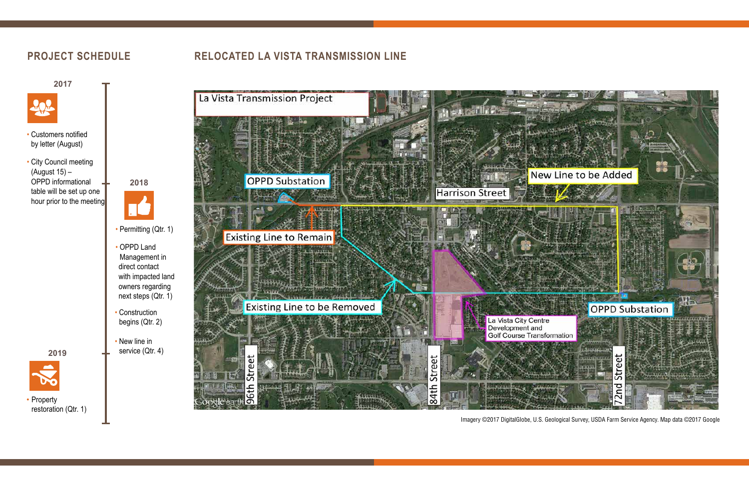## PROJECT SCHEDULE

**2017**

- Customers notified by letter (August)
- City Council meeting (August 15) – OPPD informational table will be set up one hour prior to the meeting

**2018**

- Permitting (Qtr. 1)
- OPPD Land Management in direct contact with impacted land owners regarding next steps (Qtr. 1)
- Construction begins (Qtr. 2)
- New line in service (Qtr. 4)

**2019**

- Property restoration (Qtr. 1)

## RELOCATED LA VISTA TRANSMISSION LINE

La Vista Transmission Project

OPPD Substation

Harrison Street

New Line to be Added

Existing Line to Remain

Existing Line to be Removed

OPPD Substation

La Vista City Centre Development and Golf Course Transformation

96th Street

84th Street

72nd Street

Imagery ©2017 DigitalGlobe, U.S. Geological Survey, USDA Farm Service Agency. Map data ©2017 Google